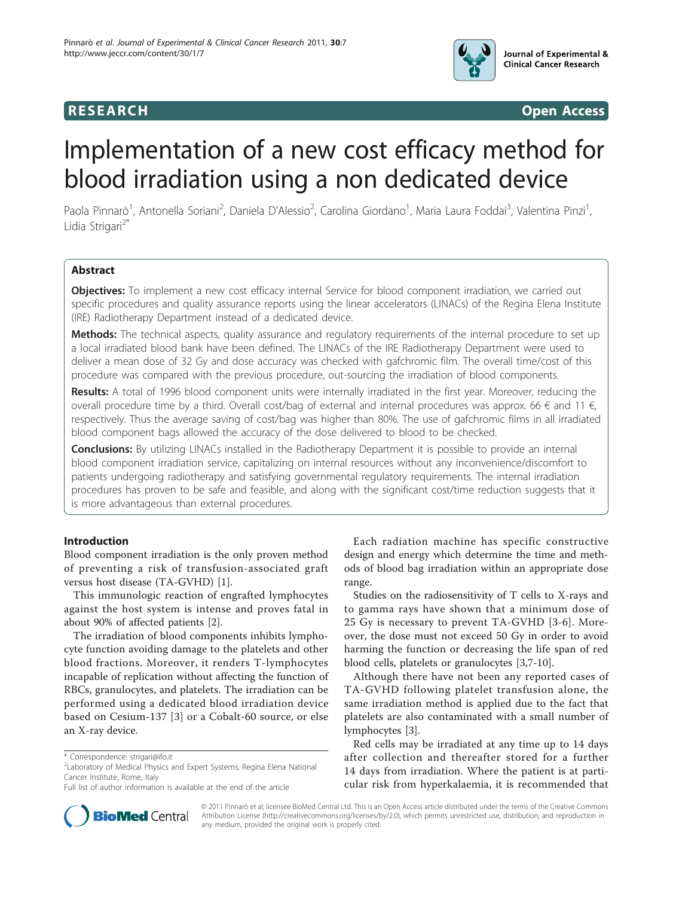RESEARCH Open Access

# Implementation of a new cost efficacy method for blood irradiation using a non dedicated device

Paola Pinnarò[1], Antonella Soriani[2], Daniela D'Alessio[2], Carolina Giordano[1], Maria Laura Foddai[3], Valentina Pinzi[1], Lidia Strigari[2*]

## Abstract

**Objectives:** To implement a new cost efficacy internal Service for blood component irradiation, we carried out specific procedures and quality assurance reports using the linear accelerators (LINACs) of the Regina Elena Institute (IRE) Radiotherapy Department instead of a dedicated device.

**Methods:** The technical aspects, quality assurance and regulatory requirements of the internal procedure to set up a local irradiated blood bank have been defined. The LINACs of the IRE Radiotherapy Department were used to deliver a mean dose of 32 Gy and dose accuracy was checked with gafchromic film. The overall time/cost of this procedure was compared with the previous procedure, out-sourcing the irradiation of blood components.

**Results:** A total of 1996 blood component units were internally irradiated in the first year. Moreover, reducing the overall procedure time by a third. Overall cost/bag of external and internal procedures was approx. 66 € and 11 €, respectively. Thus the average saving of cost/bag was higher than 80%. The use of gafchromic films in all irradiated blood component bags allowed the accuracy of the dose delivered to blood to be checked.

**Conclusions:** By utilizing LINACs installed in the Radiotherapy Department it is possible to provide an internal blood component irradiation service, capitalizing on internal resources without any inconvenience/discomfort to patients undergoing radiotherapy and satisfying governmental regulatory requirements. The internal irradiation procedures has proven to be safe and feasible, and along with the significant cost/time reduction suggests that it is more advantageous than external procedures.

## Introduction

Blood component irradiation is the only proven method of preventing a risk of transfusion-associated graft versus host disease (TA-GVHD) [1].

This immunologic reaction of engrafted lymphocytes against the host system is intense and proves fatal in about 90% of affected patients [2].

The irradiation of blood components inhibits lymphocyte function avoiding damage to the platelets and other blood fractions. Moreover, it renders T-lymphocytes incapable of replication without affecting the function of RBCs, granulocytes, and platelets. The irradiation can be performed using a dedicated blood irradiation device based on Cesium-137 [3] or a Cobalt-60 source, or else an X-ray device.

Each radiation machine has specific constructive design and energy which determine the time and methods of blood bag irradiation within an appropriate dose range.

Studies on the radiosensitivity of T cells to X-rays and to gamma rays have shown that a minimum dose of 25 Gy is necessary to prevent TA-GVHD [3-6]. Moreover, the dose must not exceed 50 Gy in order to avoid harming the function or decreasing the life span of red blood cells, platelets or granulocytes [3,7-10].

Although there have not been any reported cases of TA-GVHD following platelet transfusion alone, the same irradiation method is applied due to the fact that platelets are also contaminated with a small number of lymphocytes [3].

Red cells may be irradiated at any time up to 14 days after collection and thereafter stored for a further 14 days from irradiation. Where the patient is at particular risk from hyperkalaemia, it is recommended that

* Correspondence: strigari@ifo.it
[2]Laboratory of Medical Physics and Expert Systems, Regina Elena National Cancer Institute, Rome, Italy
Full list of author information is available at the end of the article

© 2011 Pinnarò et al; licensee BioMed Central Ltd. This is an Open Access article distributed under the terms of the Creative Commons Attribution License (http://creativecommons.org/licenses/by/2.0), which permits unrestricted use, distribution, and reproduction in any medium, provided the original work is properly cited.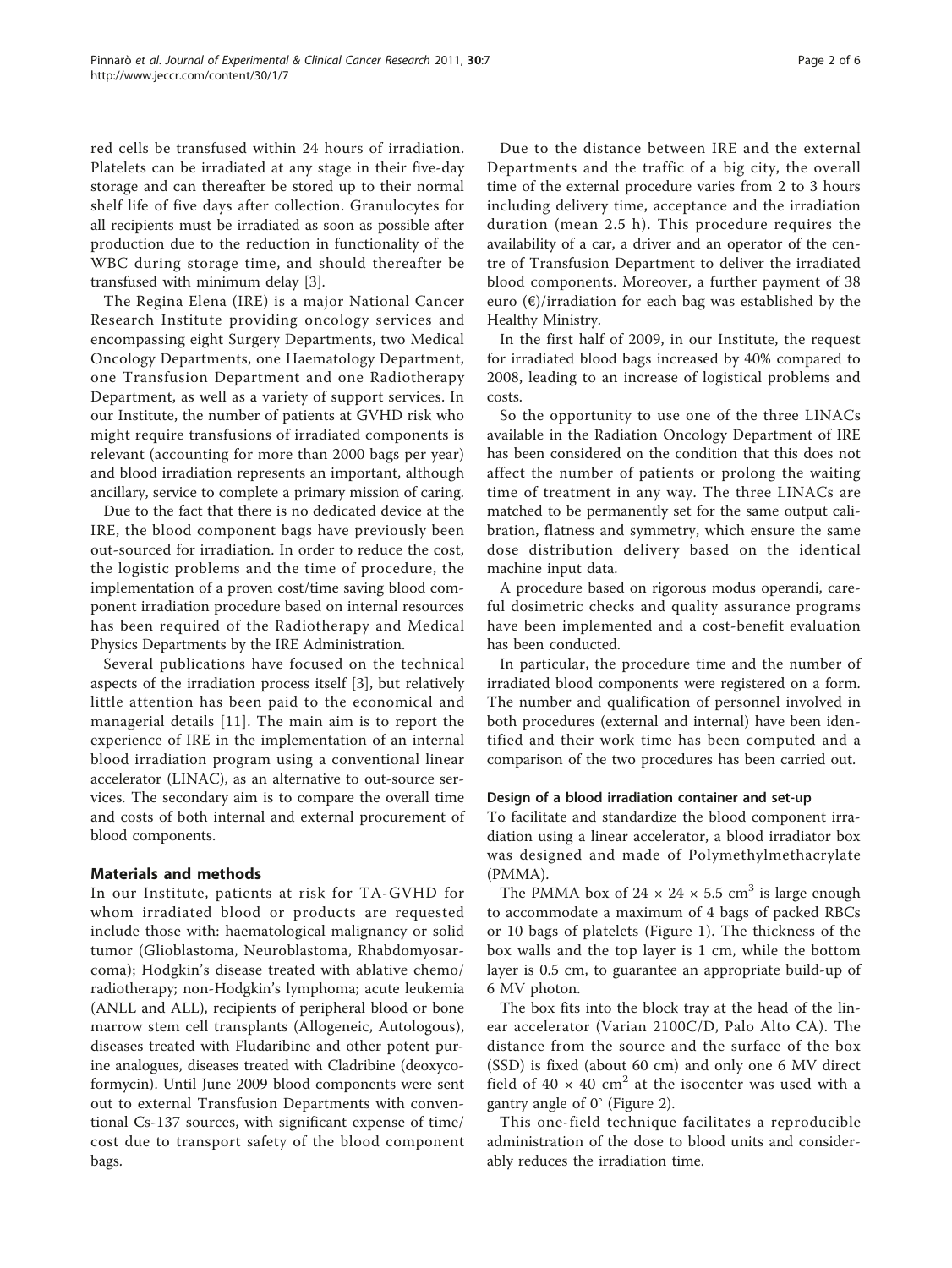red cells be transfused within 24 hours of irradiation. Platelets can be irradiated at any stage in their five-day storage and can thereafter be stored up to their normal shelf life of five days after collection. Granulocytes for all recipients must be irradiated as soon as possible after production due to the reduction in functionality of the WBC during storage time, and should thereafter be transfused with minimum delay [3].

The Regina Elena (IRE) is a major National Cancer Research Institute providing oncology services and encompassing eight Surgery Departments, two Medical Oncology Departments, one Haematology Department, one Transfusion Department and one Radiotherapy Department, as well as a variety of support services. In our Institute, the number of patients at GVHD risk who might require transfusions of irradiated components is relevant (accounting for more than 2000 bags per year) and blood irradiation represents an important, although ancillary, service to complete a primary mission of caring.

Due to the fact that there is no dedicated device at the IRE, the blood component bags have previously been out-sourced for irradiation. In order to reduce the cost, the logistic problems and the time of procedure, the implementation of a proven cost/time saving blood component irradiation procedure based on internal resources has been required of the Radiotherapy and Medical Physics Departments by the IRE Administration.

Several publications have focused on the technical aspects of the irradiation process itself [3], but relatively little attention has been paid to the economical and managerial details [11]. The main aim is to report the experience of IRE in the implementation of an internal blood irradiation program using a conventional linear accelerator (LINAC), as an alternative to out-source services. The secondary aim is to compare the overall time and costs of both internal and external procurement of blood components.

## Materials and methods

In our Institute, patients at risk for TA-GVHD for whom irradiated blood or products are requested include those with: haematological malignancy or solid tumor (Glioblastoma, Neuroblastoma, Rhabdomyosarcoma); Hodgkin's disease treated with ablative chemo/radiotherapy; non-Hodgkin's lymphoma; acute leukemia (ANLL and ALL), recipients of peripheral blood or bone marrow stem cell transplants (Allogeneic, Autologous), diseases treated with Fludaribine and other potent purine analogues, diseases treated with Cladribine (deoxycoformycin). Until June 2009 blood components were sent out to external Transfusion Departments with conventional Cs-137 sources, with significant expense of time/cost due to transport safety of the blood component bags.

Due to the distance between IRE and the external Departments and the traffic of a big city, the overall time of the external procedure varies from 2 to 3 hours including delivery time, acceptance and the irradiation duration (mean 2.5 h). This procedure requires the availability of a car, a driver and an operator of the centre of Transfusion Department to deliver the irradiated blood components. Moreover, a further payment of 38 euro (€)/irradiation for each bag was established by the Healthy Ministry.

In the first half of 2009, in our Institute, the request for irradiated blood bags increased by 40% compared to 2008, leading to an increase of logistical problems and costs.

So the opportunity to use one of the three LINACs available in the Radiation Oncology Department of IRE has been considered on the condition that this does not affect the number of patients or prolong the waiting time of treatment in any way. The three LINACs are matched to be permanently set for the same output calibration, flatness and symmetry, which ensure the same dose distribution delivery based on the identical machine input data.

A procedure based on rigorous modus operandi, careful dosimetric checks and quality assurance programs have been implemented and a cost-benefit evaluation has been conducted.

In particular, the procedure time and the number of irradiated blood components were registered on a form. The number and qualification of personnel involved in both procedures (external and internal) have been identified and their work time has been computed and a comparison of the two procedures has been carried out.

### Design of a blood irradiation container and set-up

To facilitate and standardize the blood component irradiation using a linear accelerator, a blood irradiator box was designed and made of Polymethylmethacrylate (PMMA).

The PMMA box of $24 \times 24 \times 5.5$ $cm^3$ is large enough to accommodate a maximum of 4 bags of packed RBCs or 10 bags of platelets (Figure 1). The thickness of the box walls and the top layer is 1 cm, while the bottom layer is 0.5 cm, to guarantee an appropriate build-up of 6 MV photon.

The box fits into the block tray at the head of the linear accelerator (Varian 2100C/D, Palo Alto CA). The distance from the source and the surface of the box (SSD) is fixed (about 60 cm) and only one 6 MV direct field of $40 \times 40$ $cm^2$ at the isocenter was used with a gantry angle of 0° (Figure 2).

This one-field technique facilitates a reproducible administration of the dose to blood units and considerably reduces the irradiation time.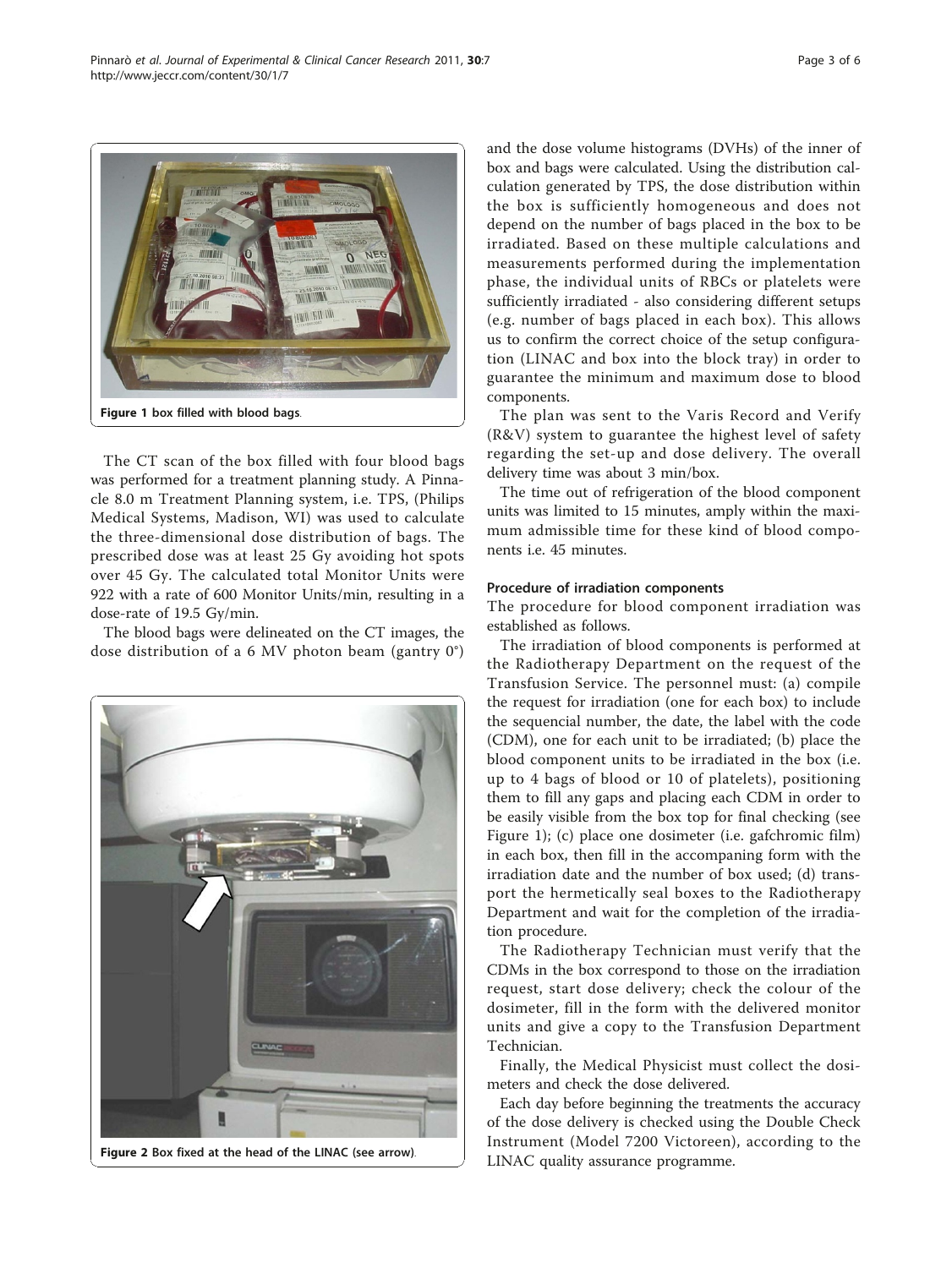Figure 1 box filled with blood bags.

The CT scan of the box filled with four blood bags was performed for a treatment planning study. A Pinnacle 8.0 m Treatment Planning system, i.e. TPS, (Philips Medical Systems, Madison, WI) was used to calculate the three-dimensional dose distribution of bags. The prescribed dose was at least 25 Gy avoiding hot spots over 45 Gy. The calculated total Monitor Units were 922 with a rate of 600 Monitor Units/min, resulting in a dose-rate of 19.5 Gy/min.

The blood bags were delineated on the CT images, the dose distribution of a 6 MV photon beam (gantry 0°) and the dose volume histograms (DVHs) of the inner of box and bags were calculated. Using the distribution calculation generated by TPS, the dose distribution within the box is sufficiently homogeneous and does not depend on the number of bags placed in the box to be irradiated. Based on these multiple calculations and measurements performed during the implementation phase, the individual units of RBCs or platelets were sufficiently irradiated - also considering different setups (e.g. number of bags placed in each box). This allows us to confirm the correct choice of the setup configuration (LINAC and box into the block tray) in order to guarantee the minimum and maximum dose to blood components.

Figure 2 Box fixed at the head of the LINAC (see arrow).

The plan was sent to the Varis Record and Verify (R&V) system to guarantee the highest level of safety regarding the set-up and dose delivery. The overall delivery time was about 3 min/box.

The time out of refrigeration of the blood component units was limited to 15 minutes, amply within the maximum admissible time for these kind of blood components i.e. 45 minutes.

### Procedure of irradiation components

The procedure for blood component irradiation was established as follows.

The irradiation of blood components is performed at the Radiotherapy Department on the request of the Transfusion Service. The personnel must: (a) compile the request for irradiation (one for each box) to include the sequencial number, the date, the label with the code (CDM), one for each unit to be irradiated; (b) place the blood component units to be irradiated in the box (i.e. up to 4 bags of blood or 10 of platelets), positioning them to fill any gaps and placing each CDM in order to be easily visible from the box top for final checking (see Figure 1); (c) place one dosimeter (i.e. gafchromic film) in each box, then fill in the accompaning form with the irradiation date and the number of box used; (d) transport the hermetically seal boxes to the Radiotherapy Department and wait for the completion of the irradiation procedure.

The Radiotherapy Technician must verify that the CDMs in the box correspond to those on the irradiation request, start dose delivery; check the colour of the dosimeter, fill in the form with the delivered monitor units and give a copy to the Transfusion Department Technician.

Finally, the Medical Physicist must collect the dosimeters and check the dose delivered.

Each day before beginning the treatments the accuracy of the dose delivery is checked using the Double Check Instrument (Model 7200 Victoreen), according to the LINAC quality assurance programme.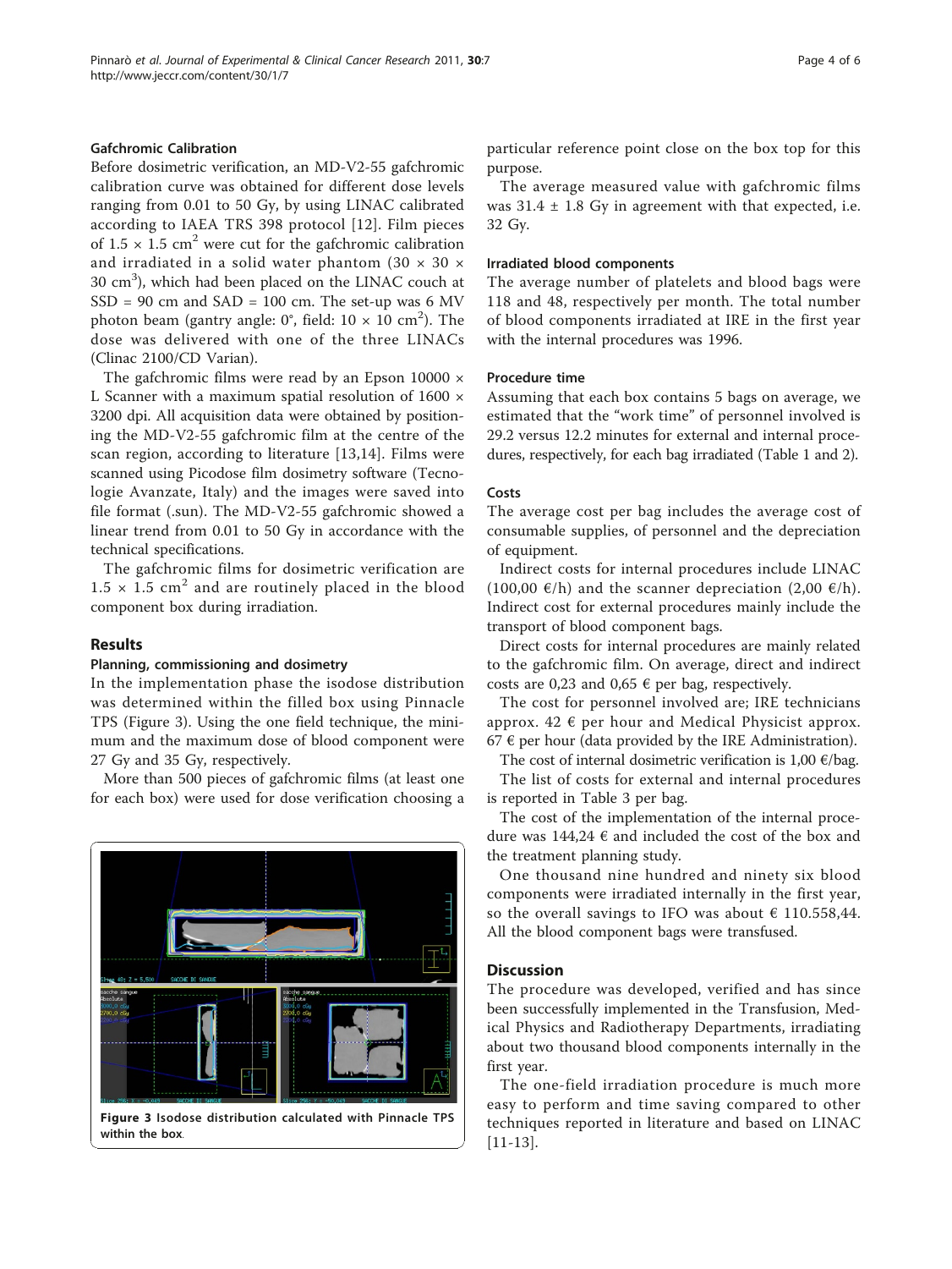### Gafchromic Calibration

Before dosimetric verification, an MD-V2-55 gafchromic calibration curve was obtained for different dose levels ranging from 0.01 to 50 Gy, by using LINAC calibrated according to IAEA TRS 398 protocol [12]. Film pieces of $1.5 \times 1.5$ cm$^2$ were cut for the gafchromic calibration and irradiated in a solid water phantom ($30 \times 30 \times 30$ cm$^3$), which had been placed on the LINAC couch at SSD = 90 cm and SAD = 100 cm. The set-up was 6 MV photon beam (gantry angle: 0°, field: $10 \times 10$ cm$^2$). The dose was delivered with one of the three LINACs (Clinac 2100/CD Varian).

The gafchromic films were read by an Epson 10000 × L Scanner with a maximum spatial resolution of 1600 × 3200 dpi. All acquisition data were obtained by positioning the MD-V2-55 gafchromic film at the centre of the scan region, according to literature [13,14]. Films were scanned using Picodose film dosimetry software (Tecnologie Avanzate, Italy) and the images were saved into file format (.sun). The MD-V2-55 gafchromic showed a linear trend from 0.01 to 50 Gy in accordance with the technical specifications.

The gafchromic films for dosimetric verification are $1.5 \times 1.5$ cm$^2$ and are routinely placed in the blood component box during irradiation.

## Results

### Planning, commissioning and dosimetry

In the implementation phase the isodose distribution was determined within the filled box using Pinnacle TPS (Figure 3). Using the one field technique, the minimum and the maximum dose of blood component were 27 Gy and 35 Gy, respectively.

More than 500 pieces of gafchromic films (at least one for each box) were used for dose verification choosing a particular reference point close on the box top for this purpose.

The average measured value with gafchromic films was 31.4 ± 1.8 Gy in agreement with that expected, i.e. 32 Gy.

**Figure 3** Isodose distribution calculated with Pinnacle TPS within the box.

### Irradiated blood components

The average number of platelets and blood bags were 118 and 48, respectively per month. The total number of blood components irradiated at IRE in the first year with the internal procedures was 1996.

### Procedure time

Assuming that each box contains 5 bags on average, we estimated that the "work time" of personnel involved is 29.2 versus 12.2 minutes for external and internal procedures, respectively, for each bag irradiated (Table 1 and 2).

### Costs

The average cost per bag includes the average cost of consumable supplies, of personnel and the depreciation of equipment.

Indirect costs for internal procedures include LINAC (100,00 €/h) and the scanner depreciation (2,00 €/h). Indirect cost for external procedures mainly include the transport of blood component bags.

Direct costs for internal procedures are mainly related to the gafchromic film. On average, direct and indirect costs are 0,23 and 0,65 € per bag, respectively.

The cost for personnel involved are; IRE technicians approx. 42 € per hour and Medical Physicist approx. 67 € per hour (data provided by the IRE Administration).

The cost of internal dosimetric verification is 1,00 €/bag.

The list of costs for external and internal procedures is reported in Table 3 per bag.

The cost of the implementation of the internal procedure was 144,24 € and included the cost of the box and the treatment planning study.

One thousand nine hundred and ninety six blood components were irradiated internally in the first year, so the overall savings to IFO was about € 110.558,44. All the blood component bags were transfused.

## Discussion

The procedure was developed, verified and has since been successfully implemented in the Transfusion, Medical Physics and Radiotherapy Departments, irradiating about two thousand blood components internally in the first year.

The one-field irradiation procedure is much more easy to perform and time saving compared to other techniques reported in literature and based on LINAC [11-13].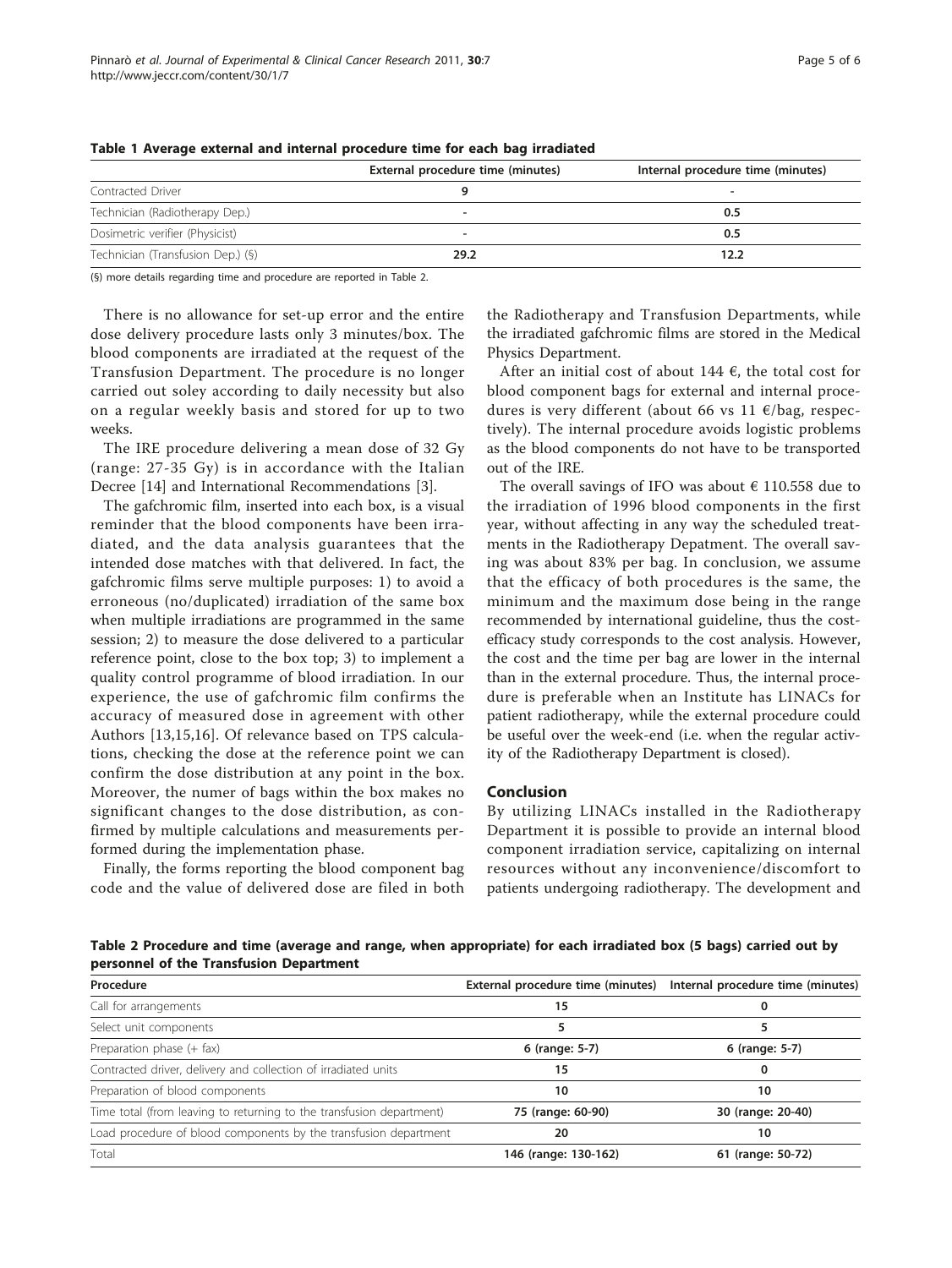**Table 1 Average external and internal procedure time for each bag irradiated**

| | External procedure time (minutes) | Internal procedure time (minutes) |
|---|---|---|
| Contracted Driver | **9** | - |
| Technician (Radiotherapy Dep.) | - | **0.5** |
| Dosimetric verifier (Physicist) | - | **0.5** |
| Technician (Transfusion Dep.) (§) | **29.2** | **12.2** |

(§) more details regarding time and procedure are reported in Table 2.

There is no allowance for set-up error and the entire dose delivery procedure lasts only 3 minutes/box. The blood components are irradiated at the request of the Transfusion Department. The procedure is no longer carried out soley according to daily necessity but also on a regular weekly basis and stored for up to two weeks.

The IRE procedure delivering a mean dose of 32 Gy (range: 27-35 Gy) is in accordance with the Italian Decree [14] and International Recommendations [3].

The gafchromic film, inserted into each box, is a visual reminder that the blood components have been irradiated, and the data analysis guarantees that the intended dose matches with that delivered. In fact, the gafchromic films serve multiple purposes: 1) to avoid a erroneous (no/duplicated) irradiation of the same box when multiple irradiations are programmed in the same session; 2) to measure the dose delivered to a particular reference point, close to the box top; 3) to implement a quality control programme of blood irradiation. In our experience, the use of gafchromic film confirms the accuracy of measured dose in agreement with other Authors [13,15,16]. Of relevance based on TPS calculations, checking the dose at the reference point we can confirm the dose distribution at any point in the box. Moreover, the numer of bags within the box makes no significant changes to the dose distribution, as confirmed by multiple calculations and measurements performed during the implementation phase.

Finally, the forms reporting the blood component bag code and the value of delivered dose are filed in both the Radiotherapy and Transfusion Departments, while the irradiated gafchromic films are stored in the Medical Physics Department.

After an initial cost of about 144 €, the total cost for blood component bags for external and internal procedures is very different (about 66 vs 11 €/bag, respectively). The internal procedure avoids logistic problems as the blood components do not have to be transported out of the IRE.

The overall savings of IFO was about € 110.558 due to the irradiation of 1996 blood components in the first year, without affecting in any way the scheduled treatments in the Radiotherapy Depatment. The overall saving was about 83% per bag. In conclusion, we assume that the efficacy of both procedures is the same, the minimum and the maximum dose being in the range recommended by international guideline, thus the cost-efficacy study corresponds to the cost analysis. However, the cost and the time per bag are lower in the internal than in the external procedure. Thus, the internal procedure is preferable when an Institute has LINACs for patient radiotherapy, while the external procedure could be useful over the week-end (i.e. when the regular activity of the Radiotherapy Department is closed).

## Conclusion

By utilizing LINACs installed in the Radiotherapy Department it is possible to provide an internal blood component irradiation service, capitalizing on internal resources without any inconvenience/discomfort to patients undergoing radiotherapy. The development and

**Table 2 Procedure and time (average and range, when appropriate) for each irradiated box (5 bags) carried out by personnel of the Transfusion Department**

| Procedure | External procedure time (minutes) | Internal procedure time (minutes) |
|---|---|---|
| Call for arrangements | **15** | **0** |
| Select unit components | **5** | **5** |
| Preparation phase (+ fax) | **6 (range: 5-7)** | **6 (range: 5-7)** |
| Contracted driver, delivery and collection of irradiated units | **15** | **0** |
| Preparation of blood components | **10** | **10** |
| Time total (from leaving to returning to the transfusion department) | **75 (range: 60-90)** | **30 (range: 20-40)** |
| Load procedure of blood components by the transfusion department | **20** | **10** |
| Total | **146 (range: 130-162)** | **61 (range: 50-72)** |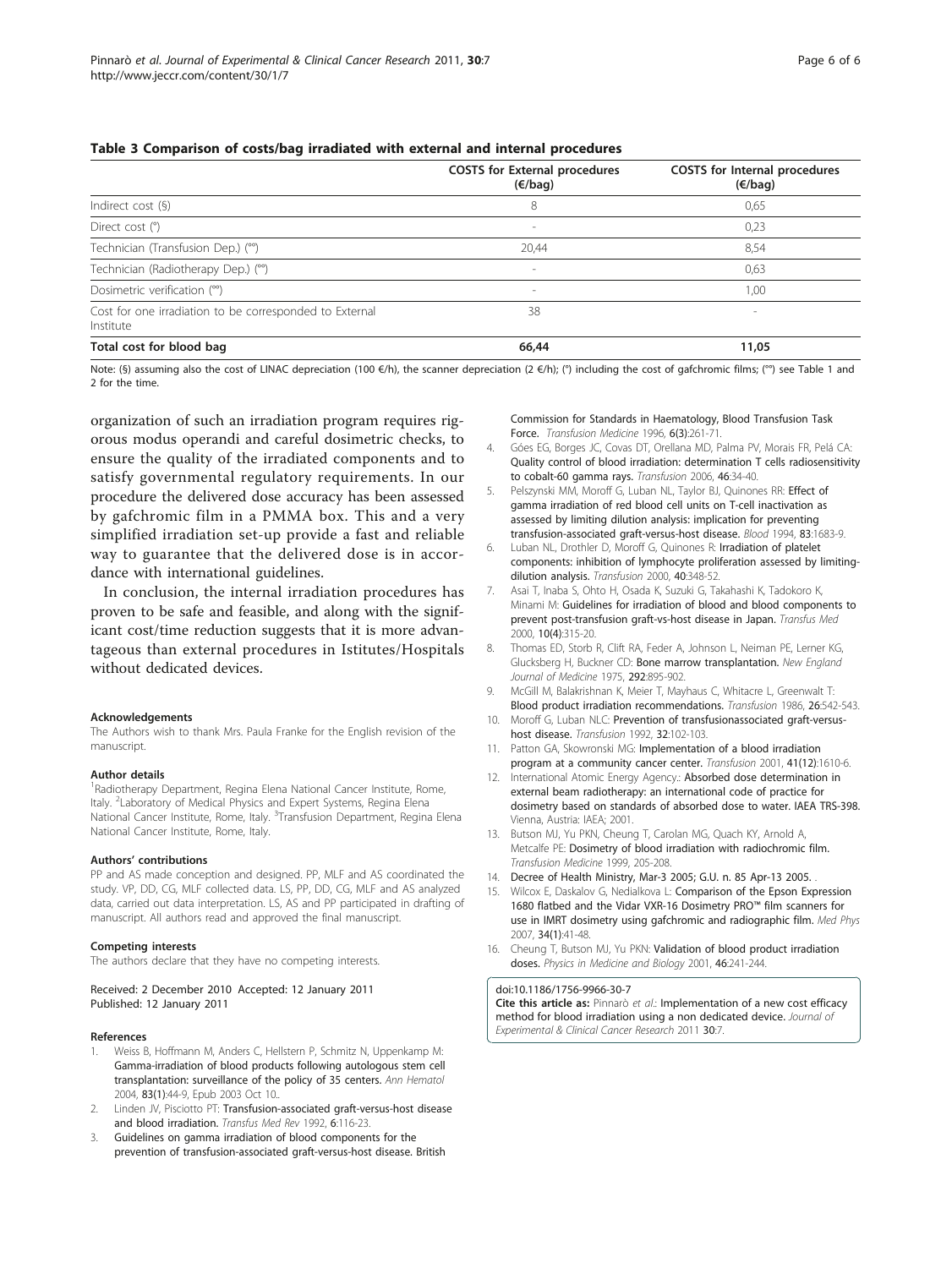**Table 3 Comparison of costs/bag irradiated with external and internal procedures**

| | COSTS for External procedures (€/bag) | COSTS for Internal procedures (€/bag) |
|---|---|---|
| Indirect cost (§) | 8 | 0,65 |
| Direct cost (°) | - | 0,23 |
| Technician (Transfusion Dep.) (°°) | 20,44 | 8,54 |
| Technician (Radiotherapy Dep.) (°°) | - | 0,63 |
| Dosimetric verification (°°) | - | 1,00 |
| Cost for one irradiation to be corresponded to External Institute | 38 | - |
| **Total cost for blood bag** | **66,44** | **11,05** |

Note: (§) assuming also the cost of LINAC depreciation (100 €/h), the scanner depreciation (2 €/h); (°) including the cost of gafchromic films; (°°) see Table 1 and 2 for the time.

organization of such an irradiation program requires rigorous modus operandi and careful dosimetric checks, to ensure the quality of the irradiated components and to satisfy governmental regulatory requirements. In our procedure the delivered dose accuracy has been assessed by gafchromic film in a PMMA box. This and a very simplified irradiation set-up provide a fast and reliable way to guarantee that the delivered dose is in accordance with international guidelines.

In conclusion, the internal irradiation procedures has proven to be safe and feasible, and along with the significant cost/time reduction suggests that it is more advantageous than external procedures in Istitutes/Hospitals without dedicated devices.

#### Acknowledgements

The Authors wish to thank Mrs. Paula Franke for the English revision of the manuscript.

#### Author details

[1]Radiotherapy Department, Regina Elena National Cancer Institute, Rome, Italy. [2]Laboratory of Medical Physics and Expert Systems, Regina Elena National Cancer Institute, Rome, Italy. [3]Transfusion Department, Regina Elena National Cancer Institute, Rome, Italy.

#### Authors' contributions

PP and AS made conception and designed. PP, MLF and AS coordinated the study. VP, DD, CG, MLF collected data. LS, PP, DD, CG, MLF and AS analyzed data, carried out data interpretation. LS, AS and PP participated in drafting of manuscript. All authors read and approved the final manuscript.

#### Competing interests

The authors declare that they have no competing interests.

Received: 2 December 2010 Accepted: 12 January 2011
Published: 12 January 2011

#### References

1. Weiss B, Hoffmann M, Anders C, Hellstern P, Schmitz N, Uppenkamp M: **Gamma-irradiation of blood products following autologous stem cell transplantation: surveillance of the policy of 35 centers.** *Ann Hematol* 2004, **83(1)**:44-9, Epub 2003 Oct 10..
2. Linden JV, Pisciotto PT: **Transfusion-associated graft-versus-host disease and blood irradiation.** *Transfus Med Rev* 1992, **6**:116-23.
3. **Guidelines on gamma irradiation of blood components for the prevention of transfusion-associated graft-versus-host disease. British Commission for Standards in Haematology, Blood Transfusion Task Force.** *Transfusion Medicine* 1996, **6(3)**:261-71.
4. Góes EG, Borges JC, Covas DT, Orellana MD, Palma PV, Morais FR, Pelá CA: **Quality control of blood irradiation: determination T cells radiosensitivity to cobalt-60 gamma rays.** *Transfusion* 2006, **46**:34-40.
5. Pelszynski MM, Moroff G, Luban NL, Taylor BJ, Quinones RR: **Effect of gamma irradiation of red blood cell units on T-cell inactivation as assessed by limiting dilution analysis: implication for preventing transfusion-associated graft-versus-host disease.** *Blood* 1994, **83**:1683-9.
6. Luban NL, Drothler D, Moroff G, Quinones R: **Irradiation of platelet components: inhibition of lymphocyte proliferation assessed by limiting-dilution analysis.** *Transfusion* 2000, **40**:348-52.
7. Asai T, Inaba S, Ohto H, Osada K, Suzuki G, Takahashi K, Tadokoro K, Minami M: **Guidelines for irradiation of blood and blood components to prevent post-transfusion graft-vs-host disease in Japan.** *Transfus Med* 2000, **10(4)**:315-20.
8. Thomas ED, Storb R, Clift RA, Feder A, Johnson L, Neiman PE, Lerner KG, Glucksberg H, Buckner CD: **Bone marrow transplantation.** *New England Journal of Medicine* 1975, **292**:895-902.
9. McGill M, Balakrishnan K, Meier T, Mayhaus C, Whitacre L, Greenwalt T: **Blood product irradiation recommendations.** *Transfusion* 1986, **26**:542-543.
10. Moroff G, Luban NLC: **Prevention of transfusionassociated graft-versus-host disease.** *Transfusion* 1992, **32**:102-103.
11. Patton GA, Skowronski MG: **Implementation of a blood irradiation program at a community cancer center.** *Transfusion* 2001, **41(12)**:1610-6.
12. International Atomic Energy Agency.: **Absorbed dose determination in external beam radiotherapy: an international code of practice for dosimetry based on standards of absorbed dose to water. IAEA TRS-398.** Vienna, Austria: IAEA; 2001.
13. Butson MJ, Yu PKN, Cheung T, Carolan MG, Quach KY, Arnold A, Metcalfe PE: **Dosimetry of blood irradiation with radiochromic film.** *Transfusion Medicine* 1999, 205-208.
14. **Decree of Health Ministry, Mar-3 2005; G.U. n. 85 Apr-13 2005.** .
15. Wilcox E, Daskalov G, Nedialkova L: **Comparison of the Epson Expression 1680 flatbed and the Vidar VXR-16 Dosimetry PRO™ film scanners for use in IMRT dosimetry using gafchromic and radiographic film.** *Med Phys* 2007, **34(1)**:41-48.
16. Cheung T, Butson MJ, Yu PKN: **Validation of blood product irradiation doses.** *Physics in Medicine and Biology* 2001, **46**:241-244.

doi:10.1186/1756-9966-30-7
**Cite this article as:** Pinnarò *et al.*: Implementation of a new cost efficacy method for blood irradiation using a non dedicated device. *Journal of Experimental & Clinical Cancer Research* 2011 **30**:7.